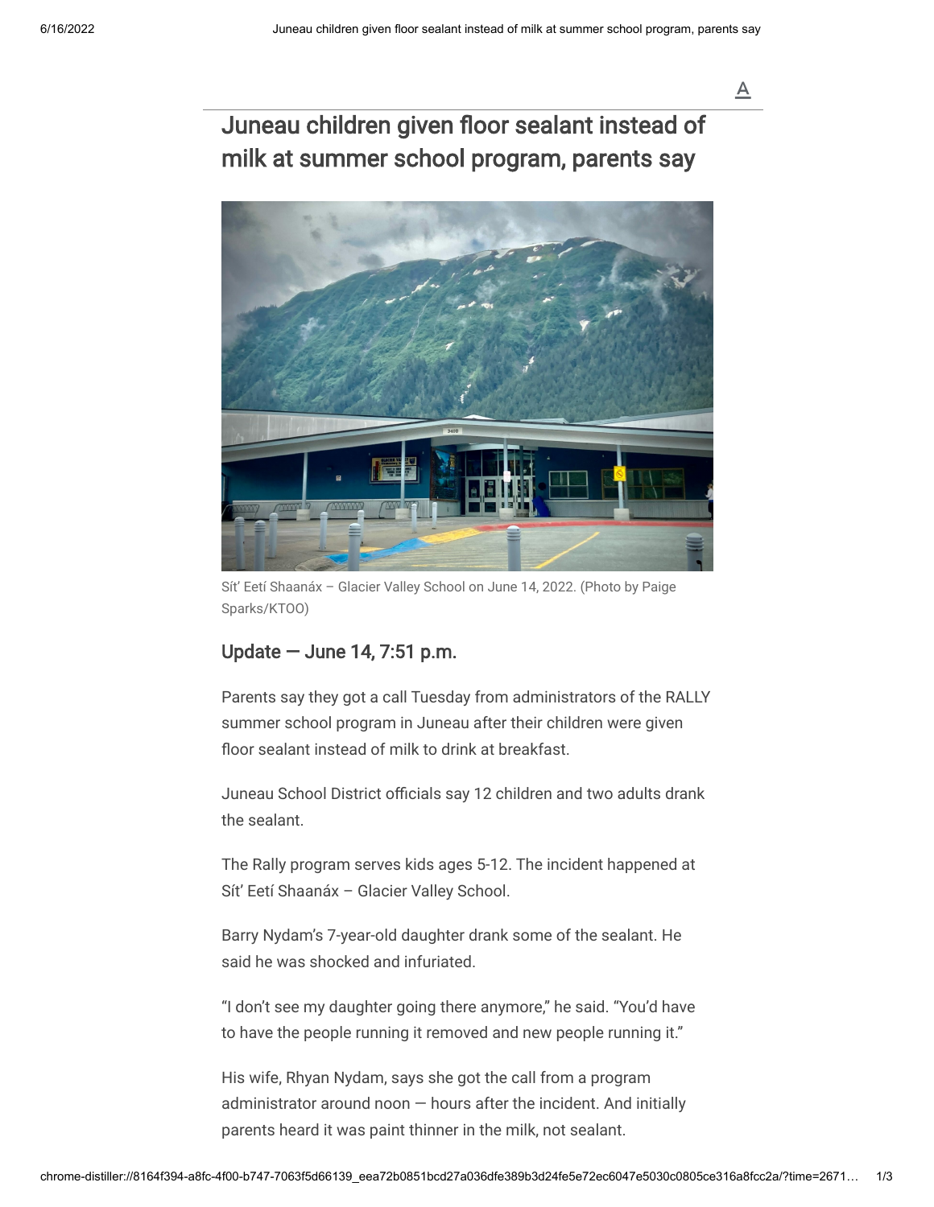# Juneau children given floor sealant instead of milk at summer school program, parents say

Sít' Eetí Shaanáx – Glacier Valley School on June 14, 2022. (Photo by Paige Sparks/KTOO)

## Update — June 14, 7:51 p.m.

Parents say they got a call Tuesday from administrators of the RALLY summer school program in Juneau after their children were given floor sealant instead of milk to drink at breakfast.

Juneau School District officials say 12 children and two adults drank the sealant.

The Rally program serves kids ages 5-12. The incident happened at Sít' Eetí Shaanáx – Glacier Valley School.

Barry Nydam's 7-year-old daughter drank some of the sealant. He said he was shocked and infuriated.

"I don't see my daughter going there anymore," he said. "You'd have to have the people running it removed and new people running it."

His wife, Rhyan Nydam, says she got the call from a program administrator around noon — hours after the incident. And initially parents heard it was paint thinner in the milk, not sealant.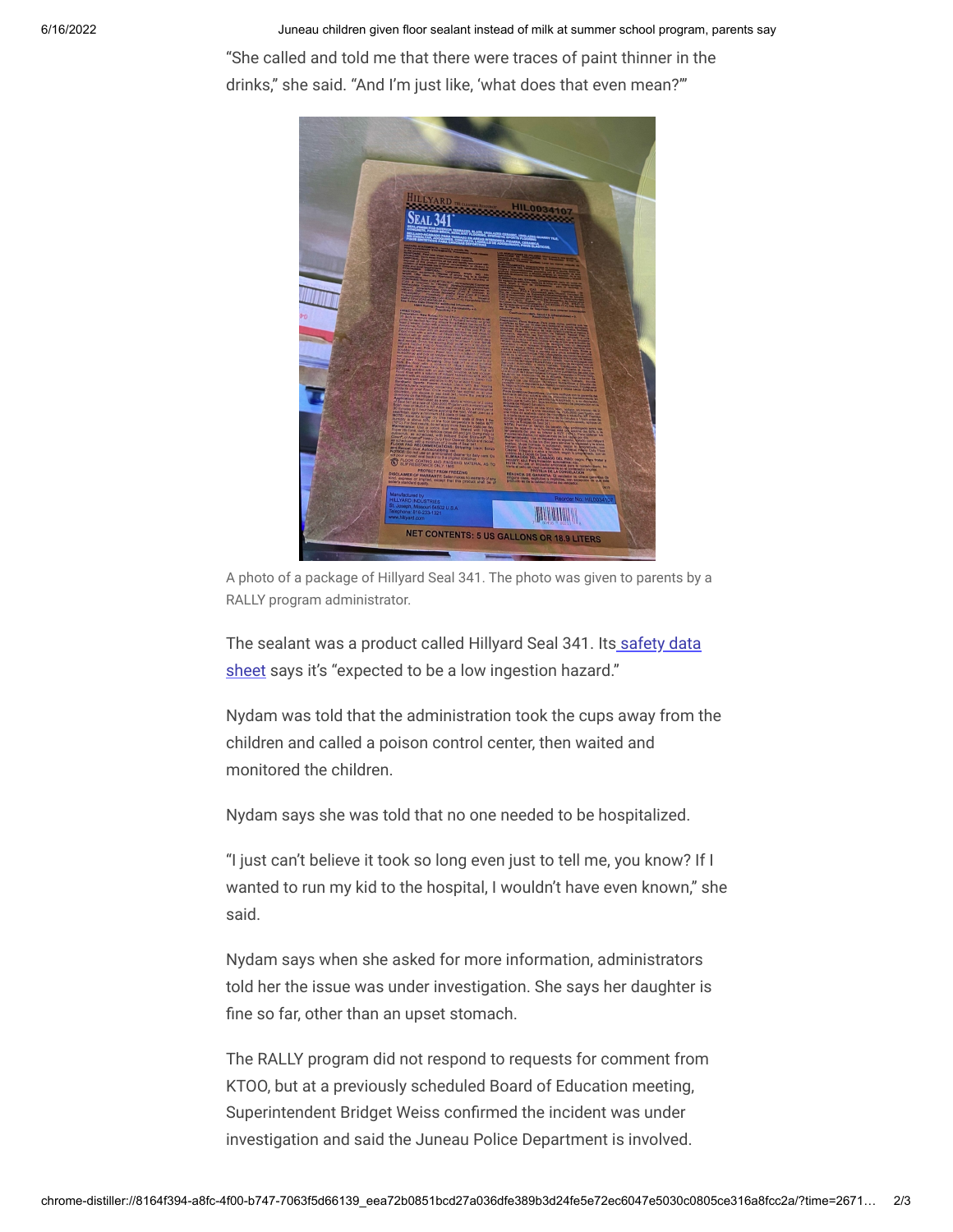"She called and told me that there were traces of paint thinner in the drinks," she said. "And I'm just like, 'what does that even mean?'"

A photo of a package of Hillyard Seal 341. The photo was given to parents by a RALLY program administrator.

The sealant was a product called Hillyard Seal 341. Its safety data sheet says it's "expected to be a low ingestion hazard."

Nydam was told that the administration took the cups away from the children and called a poison control center, then waited and monitored the children.

Nydam says she was told that no one needed to be hospitalized.

"I just can't believe it took so long even just to tell me, you know? If I wanted to run my kid to the hospital, I wouldn't have even known," she said.

Nydam says when she asked for more information, administrators told her the issue was under investigation. She says her daughter is fine so far, other than an upset stomach.

The RALLY program did not respond to requests for comment from KTOO, but at a previously scheduled Board of Education meeting, Superintendent Bridget Weiss confirmed the incident was under investigation and said the Juneau Police Department is involved.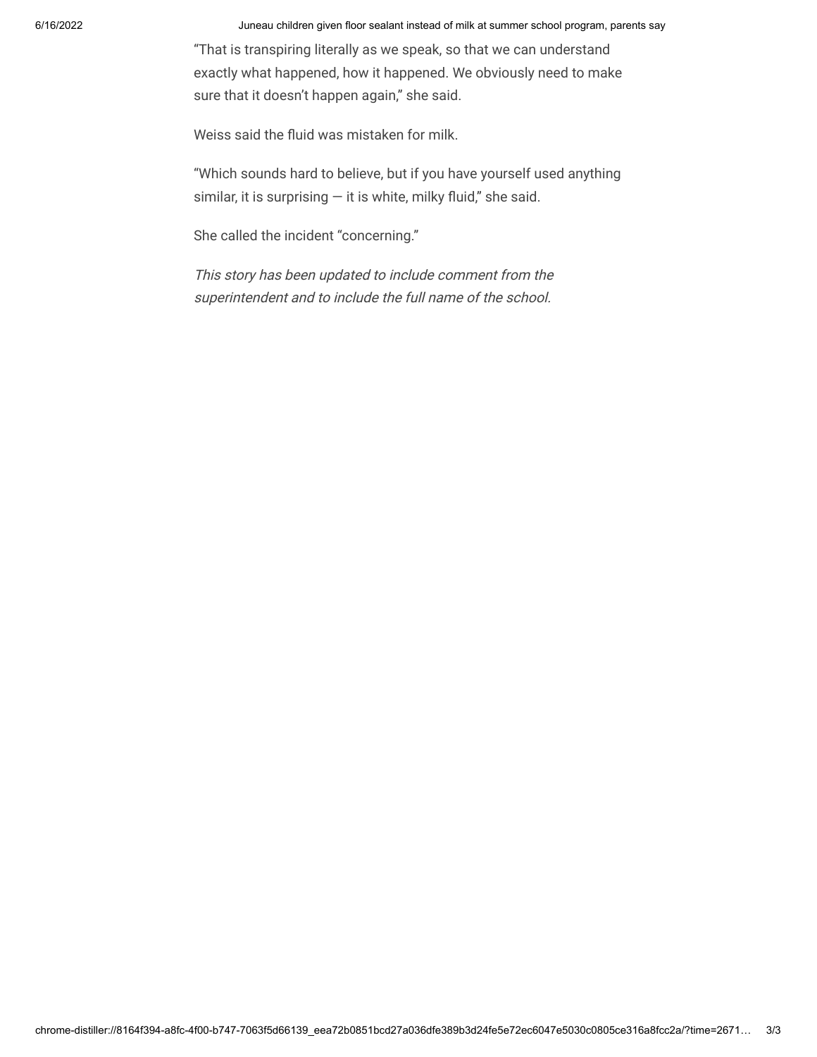"That is transpiring literally as we speak, so that we can understand exactly what happened, how it happened. We obviously need to make sure that it doesn't happen again," she said.

Weiss said the fluid was mistaken for milk.

"Which sounds hard to believe, but if you have yourself used anything similar, it is surprising — it is white, milky fluid," she said.

She called the incident "concerning."

*This story has been updated to include comment from the superintendent and to include the full name of the school.*